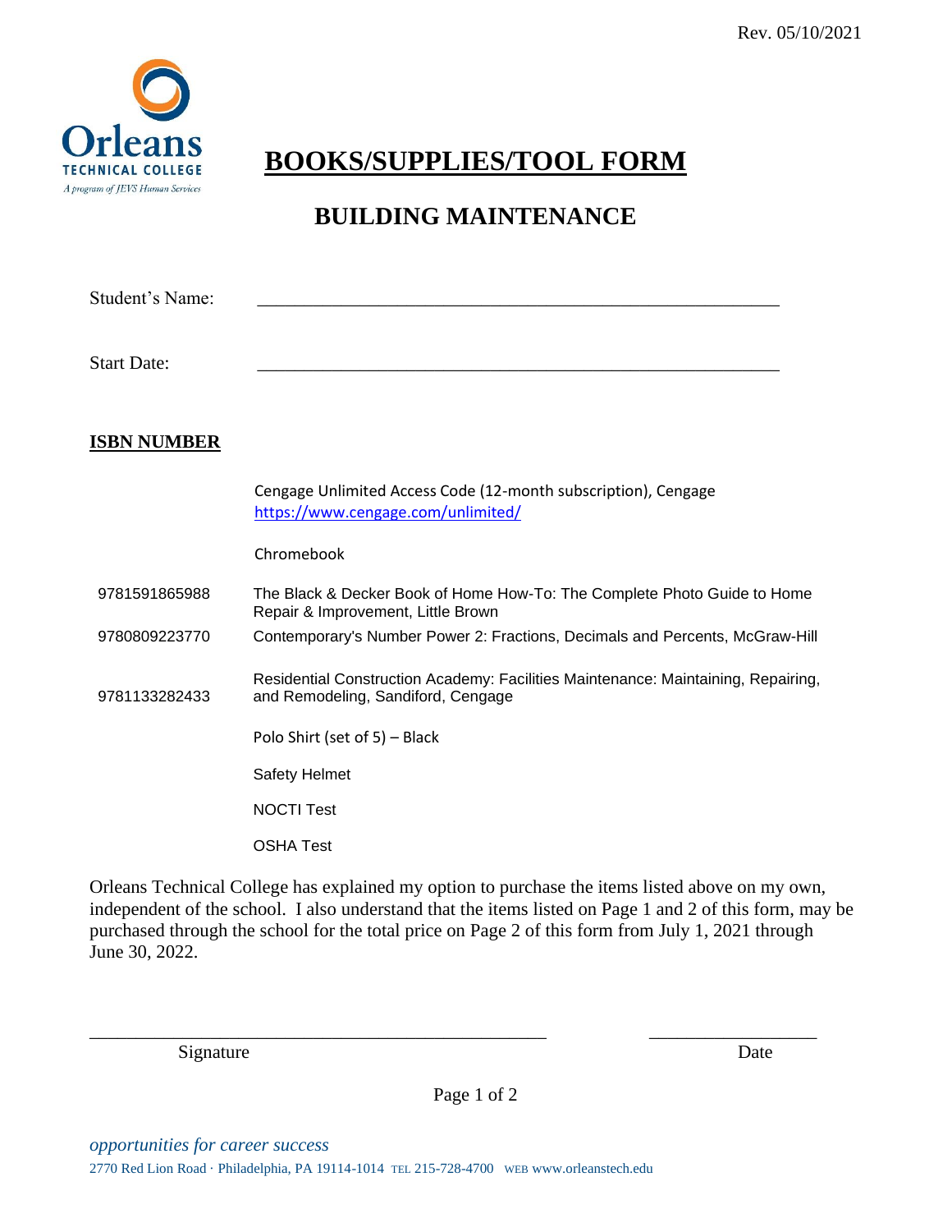Rev. 05/10/2021

Orleans TECHNICAL COLLEGE
*A program of JEVS Human Services*

# BOOKS/SUPPLIES/TOOL FORM

## BUILDING MAINTENANCE

Student's Name: ___________________________________________________________

Start Date: ___________________________________________________________

**ISBN NUMBER**

| ISBN NUMBER | Item |
|---|---|
| | Cengage Unlimited Access Code (12-month subscription), Cengage https://www.cengage.com/unlimited/ |
| | Chromebook |
| 9781591865988 | The Black & Decker Book of Home How-To: The Complete Photo Guide to Home Repair & Improvement, Little Brown |
| 9780809223770 | Contemporary's Number Power 2: Fractions, Decimals and Percents, McGraw-Hill |
| 9781133282433 | Residential Construction Academy: Facilities Maintenance: Maintaining, Repairing, and Remodeling, Sandiford, Cengage |
| | Polo Shirt (set of 5) – Black |
| | Safety Helmet |
| | NOCTI Test |
| | OSHA Test |

Orleans Technical College has explained my option to purchase the items listed above on my own, independent of the school. I also understand that the items listed on Page 1 and 2 of this form, may be purchased through the school for the total price on Page 2 of this form from July 1, 2021 through June 30, 2022.

_________________________________________________ __________________

Signature Date

*opportunities for career success*

2770 Red Lion Road · Philadelphia, PA 19114-1014 TEL 215-728-4700 WEB www.orleanstech.edu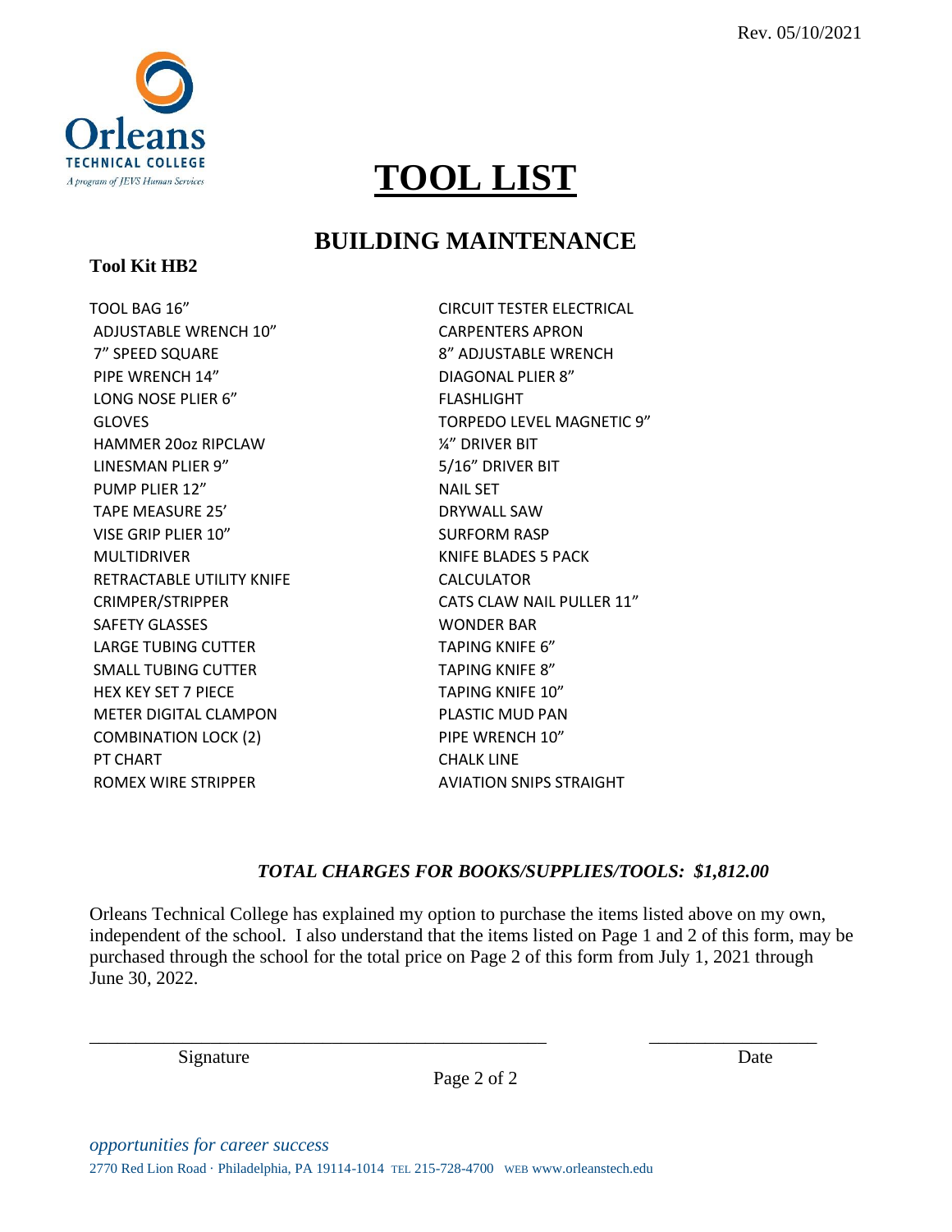Rev. 05/10/2021

**Orleans**
**TECHNICAL COLLEGE**
*A program of JEVS Human Services*

# TOOL LIST

## BUILDING MAINTENANCE

**Tool Kit HB2**

TOOL BAG 16"
ADJUSTABLE WRENCH 10"
7" SPEED SQUARE
PIPE WRENCH 14"
LONG NOSE PLIER 6"
GLOVES
HAMMER 20oz RIPCLAW
LINESMAN PLIER 9"
PUMP PLIER 12"
TAPE MEASURE 25'
VISE GRIP PLIER 10"
MULTIDRIVER
RETRACTABLE UTILITY KNIFE
CRIMPER/STRIPPER
SAFETY GLASSES
LARGE TUBING CUTTER
SMALL TUBING CUTTER
HEX KEY SET 7 PIECE
METER DIGITAL CLAMPON
COMBINATION LOCK (2)
PT CHART
ROMEX WIRE STRIPPER
CIRCUIT TESTER ELECTRICAL
CARPENTERS APRON
8" ADJUSTABLE WRENCH
DIAGONAL PLIER 8"
FLASHLIGHT
TORPEDO LEVEL MAGNETIC 9"
¼" DRIVER BIT
5/16" DRIVER BIT
NAIL SET
DRYWALL SAW
SURFORM RASP
KNIFE BLADES 5 PACK
CALCULATOR
CATS CLAW NAIL PULLER 11"
WONDER BAR
TAPING KNIFE 6"
TAPING KNIFE 8"
TAPING KNIFE 10"
PLASTIC MUD PAN
PIPE WRENCH 10"
CHALK LINE
AVIATION SNIPS STRAIGHT

***TOTAL CHARGES FOR BOOKS/SUPPLIES/TOOLS: $1,812.00***

Orleans Technical College has explained my option to purchase the items listed above on my own, independent of the school. I also understand that the items listed on Page 1 and 2 of this form, may be purchased through the school for the total price on Page 2 of this form from July 1, 2021 through June 30, 2022.

_______________________________________________ _________________

Signature Date

*opportunities for career success*

2770 Red Lion Road · Philadelphia, PA 19114-1014 TEL 215-728-4700 WEB www.orleanstech.edu